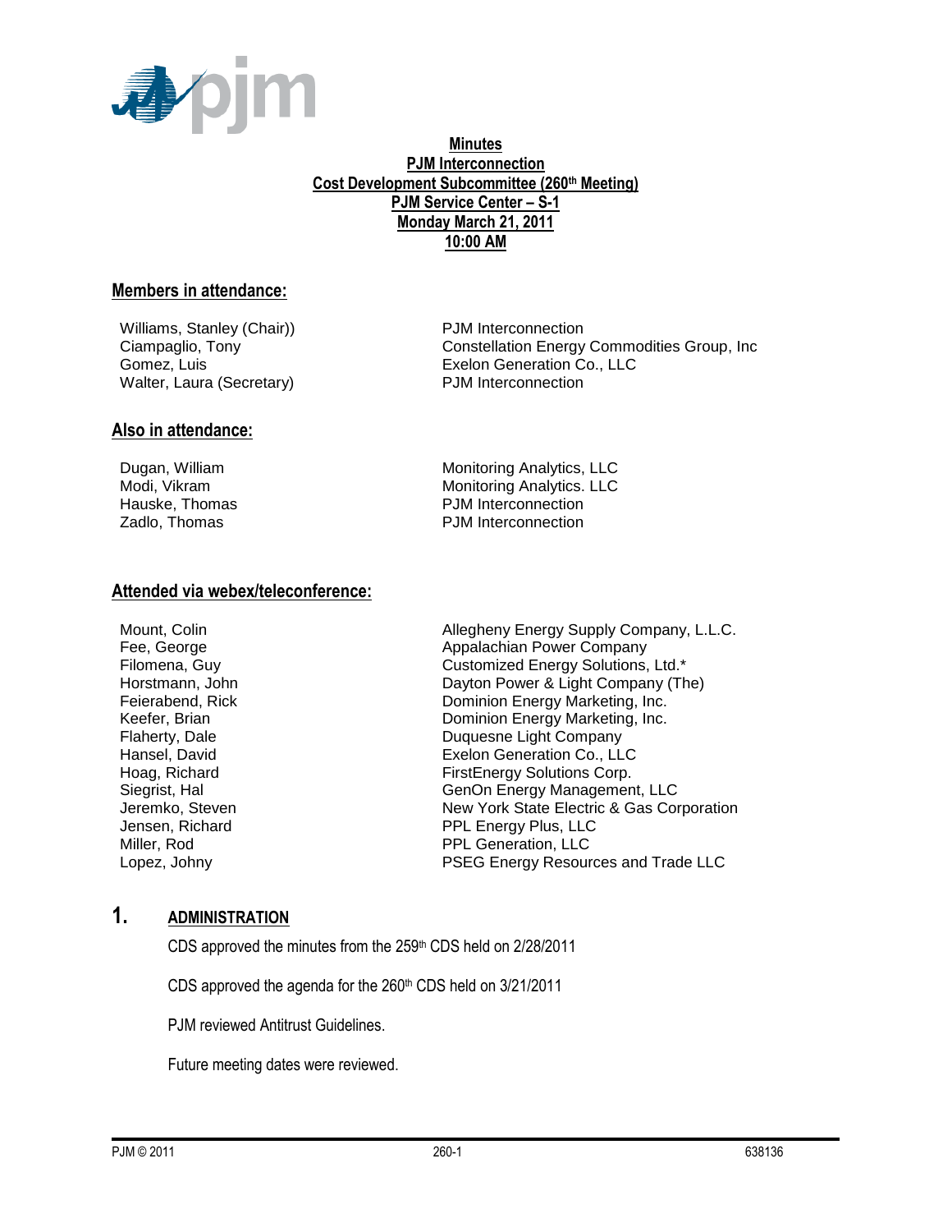**Minutes**
**PJM Interconnection**
**Cost Development Subcommittee (260th Meeting)**
**PJM Service Center – S-1**
**Monday March 21, 2011**
**10:00 AM**

## Members in attendance:

| | |
|---|---|
| Williams, Stanley (Chair)) | PJM Interconnection |
| Ciampaglio, Tony | Constellation Energy Commodities Group, Inc |
| Gomez, Luis | Exelon Generation Co., LLC |
| Walter, Laura (Secretary) | PJM Interconnection |

## Also in attendance:

| | |
|---|---|
| Dugan, William | Monitoring Analytics, LLC |
| Modi, Vikram | Monitoring Analytics. LLC |
| Hauske, Thomas | PJM Interconnection |
| Zadlo, Thomas | PJM Interconnection |

## Attended via webex/teleconference:

| | |
|---|---|
| Mount, Colin | Allegheny Energy Supply Company, L.L.C. |
| Fee, George | Appalachian Power Company |
| Filomena, Guy | Customized Energy Solutions, Ltd.* |
| Horstmann, John | Dayton Power & Light Company (The) |
| Feierabend, Rick | Dominion Energy Marketing, Inc. |
| Keefer, Brian | Dominion Energy Marketing, Inc. |
| Flaherty, Dale | Duquesne Light Company |
| Hansel, David | Exelon Generation Co., LLC |
| Hoag, Richard | FirstEnergy Solutions Corp. |
| Siegrist, Hal | GenOn Energy Management, LLC |
| Jeremko, Steven | New York State Electric & Gas Corporation |
| Jensen, Richard | PPL Energy Plus, LLC |
| Miller, Rod | PPL Generation, LLC |
| Lopez, Johny | PSEG Energy Resources and Trade LLC |

## 1. ADMINISTRATION

CDS approved the minutes from the 259th CDS held on 2/28/2011

CDS approved the agenda for the 260th CDS held on 3/21/2011

PJM reviewed Antitrust Guidelines.

Future meeting dates were reviewed.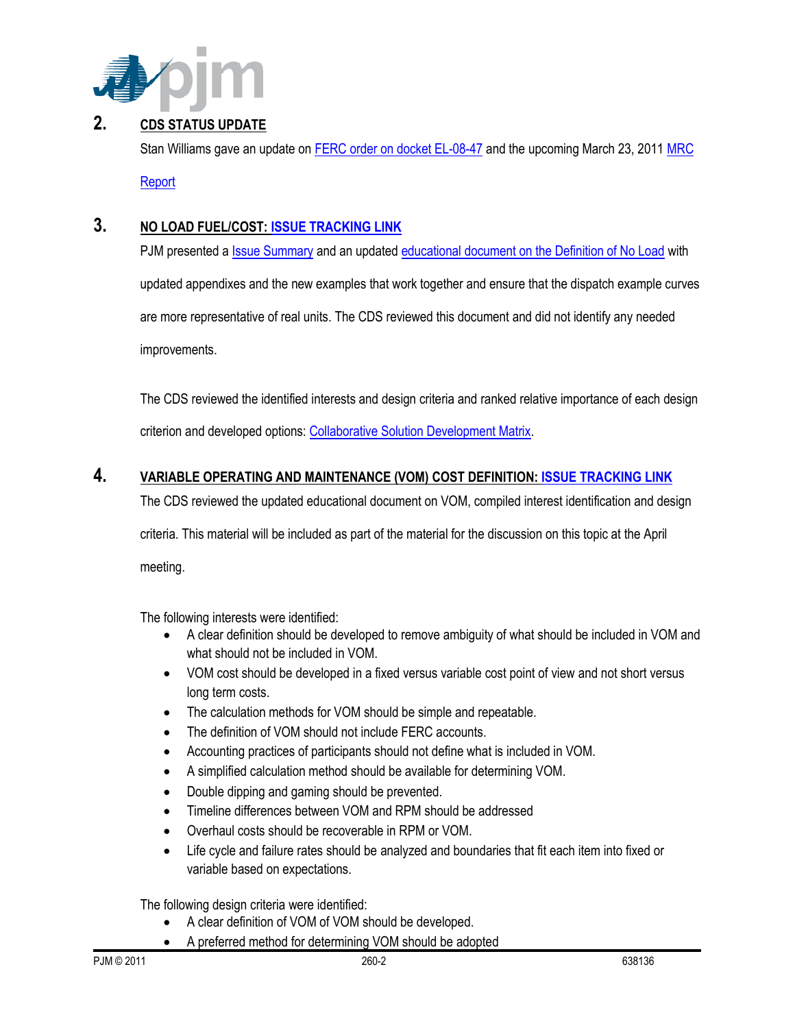## 2. CDS STATUS UPDATE

Stan Williams gave an update on FERC order on docket EL-08-47 and the upcoming March 23, 2011 MRC Report

## 3. NO LOAD FUEL/COST: ISSUE TRACKING LINK

PJM presented a Issue Summary and an updated educational document on the Definition of No Load with updated appendixes and the new examples that work together and ensure that the dispatch example curves are more representative of real units. The CDS reviewed this document and did not identify any needed improvements.

The CDS reviewed the identified interests and design criteria and ranked relative importance of each design criterion and developed options: Collaborative Solution Development Matrix.

## 4. VARIABLE OPERATING AND MAINTENANCE (VOM) COST DEFINITION: ISSUE TRACKING LINK

The CDS reviewed the updated educational document on VOM, compiled interest identification and design criteria. This material will be included as part of the material for the discussion on this topic at the April meeting.

The following interests were identified:

- A clear definition should be developed to remove ambiguity of what should be included in VOM and what should not be included in VOM.
- VOM cost should be developed in a fixed versus variable cost point of view and not short versus long term costs.
- The calculation methods for VOM should be simple and repeatable.
- The definition of VOM should not include FERC accounts.
- Accounting practices of participants should not define what is included in VOM.
- A simplified calculation method should be available for determining VOM.
- Double dipping and gaming should be prevented.
- Timeline differences between VOM and RPM should be addressed
- Overhaul costs should be recoverable in RPM or VOM.
- Life cycle and failure rates should be analyzed and boundaries that fit each item into fixed or variable based on expectations.

The following design criteria were identified:

- A clear definition of VOM of VOM should be developed.
- A preferred method for determining VOM should be adopted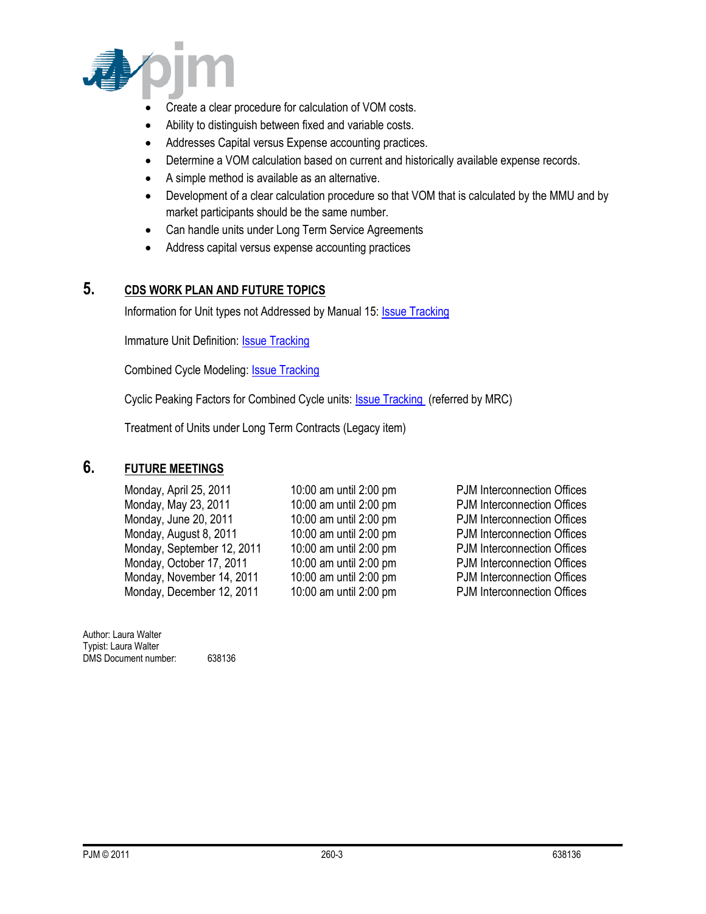- Create a clear procedure for calculation of VOM costs.
- Ability to distinguish between fixed and variable costs.
- Addresses Capital versus Expense accounting practices.
- Determine a VOM calculation based on current and historically available expense records.
- A simple method is available as an alternative.
- Development of a clear calculation procedure so that VOM that is calculated by the MMU and by market participants should be the same number.
- Can handle units under Long Term Service Agreements
- Address capital versus expense accounting practices

## 5. CDS WORK PLAN AND FUTURE TOPICS

Information for Unit types not Addressed by Manual 15: Issue Tracking

Immature Unit Definition: Issue Tracking

Combined Cycle Modeling: Issue Tracking

Cyclic Peaking Factors for Combined Cycle units: Issue Tracking (referred by MRC)

Treatment of Units under Long Term Contracts (Legacy item)

## 6. FUTURE MEETINGS

| | | |
|---|---|---|
| Monday, April 25, 2011 | 10:00 am until 2:00 pm | PJM Interconnection Offices |
| Monday, May 23, 2011 | 10:00 am until 2:00 pm | PJM Interconnection Offices |
| Monday, June 20, 2011 | 10:00 am until 2:00 pm | PJM Interconnection Offices |
| Monday, August 8, 2011 | 10:00 am until 2:00 pm | PJM Interconnection Offices |
| Monday, September 12, 2011 | 10:00 am until 2:00 pm | PJM Interconnection Offices |
| Monday, October 17, 2011 | 10:00 am until 2:00 pm | PJM Interconnection Offices |
| Monday, November 14, 2011 | 10:00 am until 2:00 pm | PJM Interconnection Offices |
| Monday, December 12, 2011 | 10:00 am until 2:00 pm | PJM Interconnection Offices |

Author: Laura Walter
Typist: Laura Walter
DMS Document number: 638136